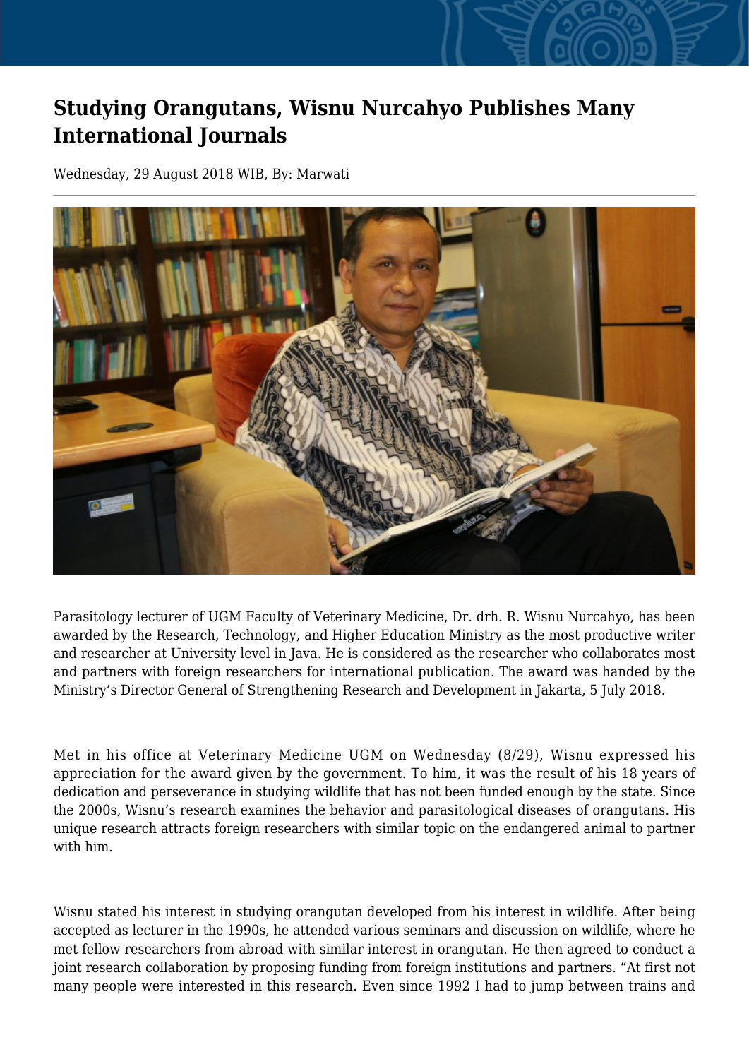# Studying Orangutans, Wisnu Nurcahyo Publishes Many International Journals

Wednesday, 29 August 2018 WIB, By: Marwati

Parasitology lecturer of UGM Faculty of Veterinary Medicine, Dr. drh. R. Wisnu Nurcahyo, has been awarded by the Research, Technology, and Higher Education Ministry as the most productive writer and researcher at University level in Java. He is considered as the researcher who collaborates most and partners with foreign researchers for international publication. The award was handed by the Ministry's Director General of Strengthening Research and Development in Jakarta, 5 July 2018.

Met in his office at Veterinary Medicine UGM on Wednesday (8/29), Wisnu expressed his appreciation for the award given by the government. To him, it was the result of his 18 years of dedication and perseverance in studying wildlife that has not been funded enough by the state. Since the 2000s, Wisnu's research examines the behavior and parasitological diseases of orangutans. His unique research attracts foreign researchers with similar topic on the endangered animal to partner with him.

Wisnu stated his interest in studying orangutan developed from his interest in wildlife. After being accepted as lecturer in the 1990s, he attended various seminars and discussion on wildlife, where he met fellow researchers from abroad with similar interest in orangutan. He then agreed to conduct a joint research collaboration by proposing funding from foreign institutions and partners. "At first not many people were interested in this research. Even since 1992 I had to jump between trains and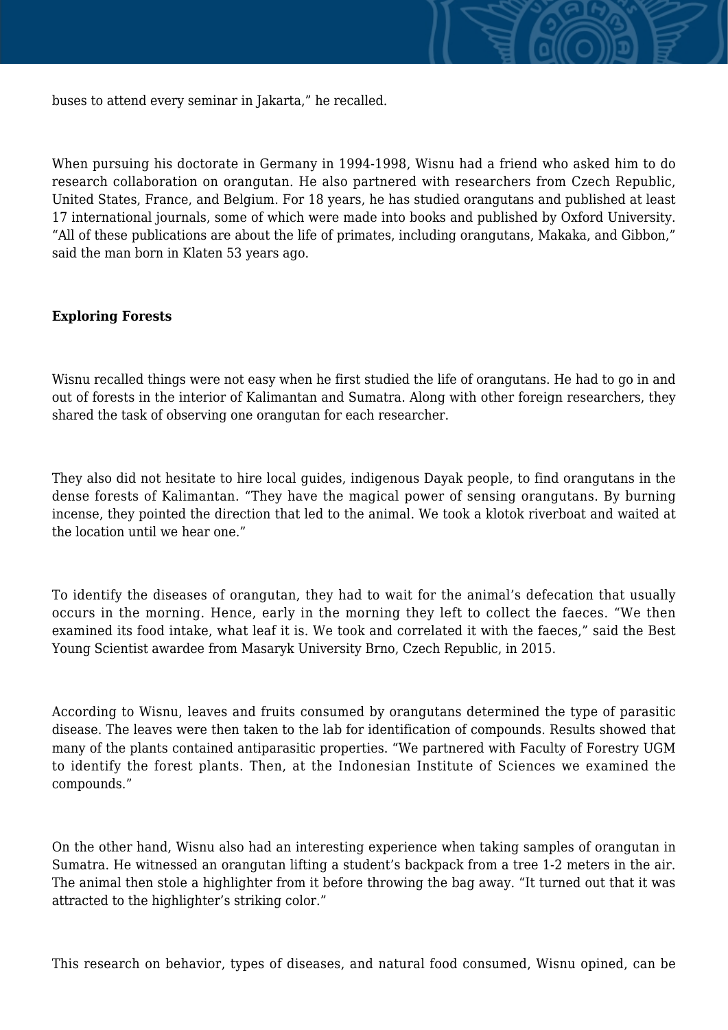buses to attend every seminar in Jakarta," he recalled.

When pursuing his doctorate in Germany in 1994-1998, Wisnu had a friend who asked him to do research collaboration on orangutan. He also partnered with researchers from Czech Republic, United States, France, and Belgium. For 18 years, he has studied orangutans and published at least 17 international journals, some of which were made into books and published by Oxford University. "All of these publications are about the life of primates, including orangutans, Makaka, and Gibbon," said the man born in Klaten 53 years ago.

**Exploring Forests**

Wisnu recalled things were not easy when he first studied the life of orangutans. He had to go in and out of forests in the interior of Kalimantan and Sumatra. Along with other foreign researchers, they shared the task of observing one orangutan for each researcher.

They also did not hesitate to hire local guides, indigenous Dayak people, to find orangutans in the dense forests of Kalimantan. "They have the magical power of sensing orangutans. By burning incense, they pointed the direction that led to the animal. We took a klotok riverboat and waited at the location until we hear one."

To identify the diseases of orangutan, they had to wait for the animal's defecation that usually occurs in the morning. Hence, early in the morning they left to collect the faeces. "We then examined its food intake, what leaf it is. We took and correlated it with the faeces," said the Best Young Scientist awardee from Masaryk University Brno, Czech Republic, in 2015.

According to Wisnu, leaves and fruits consumed by orangutans determined the type of parasitic disease. The leaves were then taken to the lab for identification of compounds. Results showed that many of the plants contained antiparasitic properties. "We partnered with Faculty of Forestry UGM to identify the forest plants. Then, at the Indonesian Institute of Sciences we examined the compounds."

On the other hand, Wisnu also had an interesting experience when taking samples of orangutan in Sumatra. He witnessed an orangutan lifting a student's backpack from a tree 1-2 meters in the air. The animal then stole a highlighter from it before throwing the bag away. "It turned out that it was attracted to the highlighter's striking color."

This research on behavior, types of diseases, and natural food consumed, Wisnu opined, can be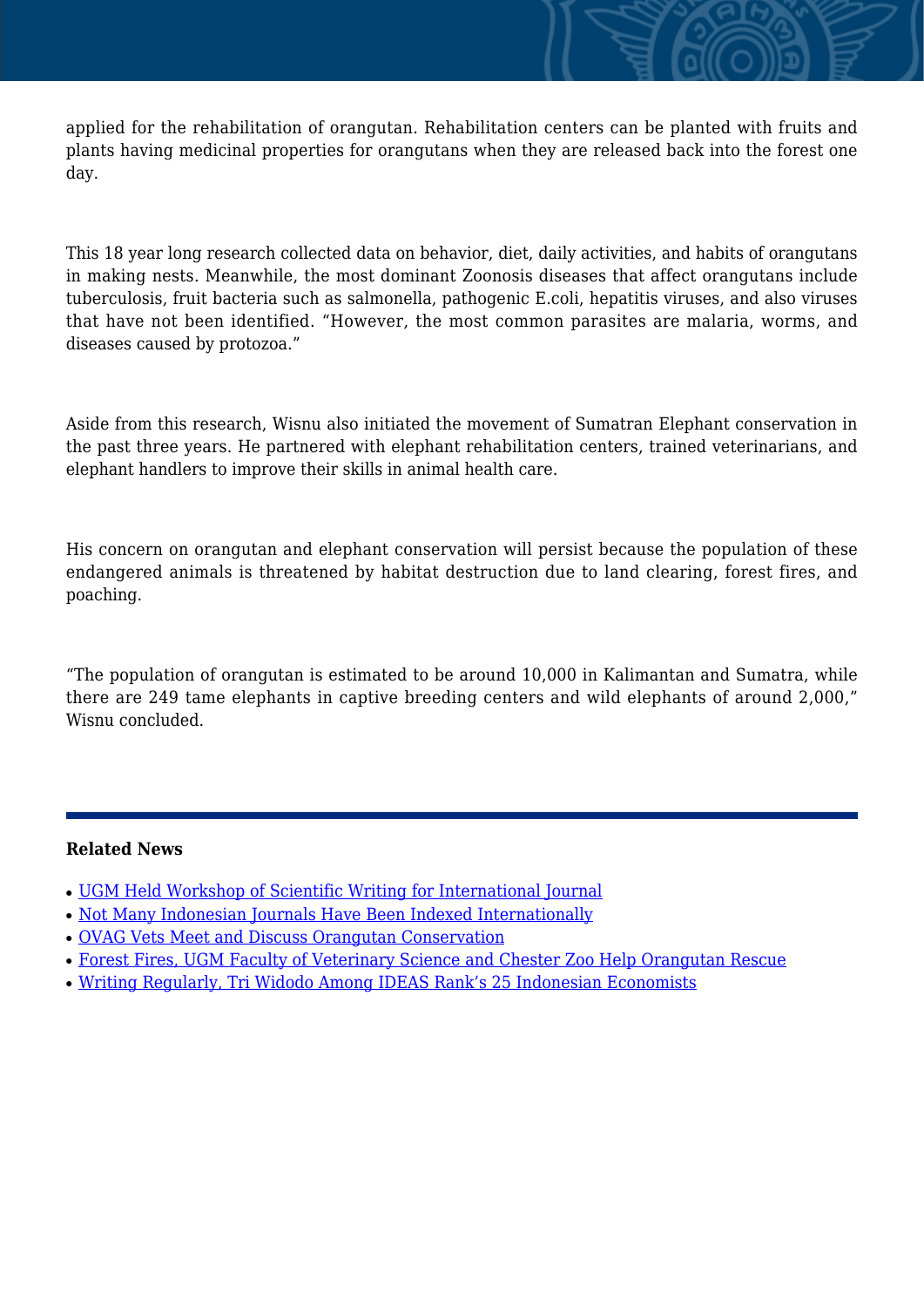applied for the rehabilitation of orangutan. Rehabilitation centers can be planted with fruits and plants having medicinal properties for orangutans when they are released back into the forest one day.

This 18 year long research collected data on behavior, diet, daily activities, and habits of orangutans in making nests. Meanwhile, the most dominant Zoonosis diseases that affect orangutans include tuberculosis, fruit bacteria such as salmonella, pathogenic E.coli, hepatitis viruses, and also viruses that have not been identified. "However, the most common parasites are malaria, worms, and diseases caused by protozoa."

Aside from this research, Wisnu also initiated the movement of Sumatran Elephant conservation in the past three years. He partnered with elephant rehabilitation centers, trained veterinarians, and elephant handlers to improve their skills in animal health care.

His concern on orangutan and elephant conservation will persist because the population of these endangered animals is threatened by habitat destruction due to land clearing, forest fires, and poaching.

"The population of orangutan is estimated to be around 10,000 in Kalimantan and Sumatra, while there are 249 tame elephants in captive breeding centers and wild elephants of around 2,000," Wisnu concluded.

---

**Related News**

- UGM Held Workshop of Scientific Writing for International Journal
- Not Many Indonesian Journals Have Been Indexed Internationally
- OVAG Vets Meet and Discuss Orangutan Conservation
- Forest Fires, UGM Faculty of Veterinary Science and Chester Zoo Help Orangutan Rescue
- Writing Regularly, Tri Widodo Among IDEAS Rank's 25 Indonesian Economists